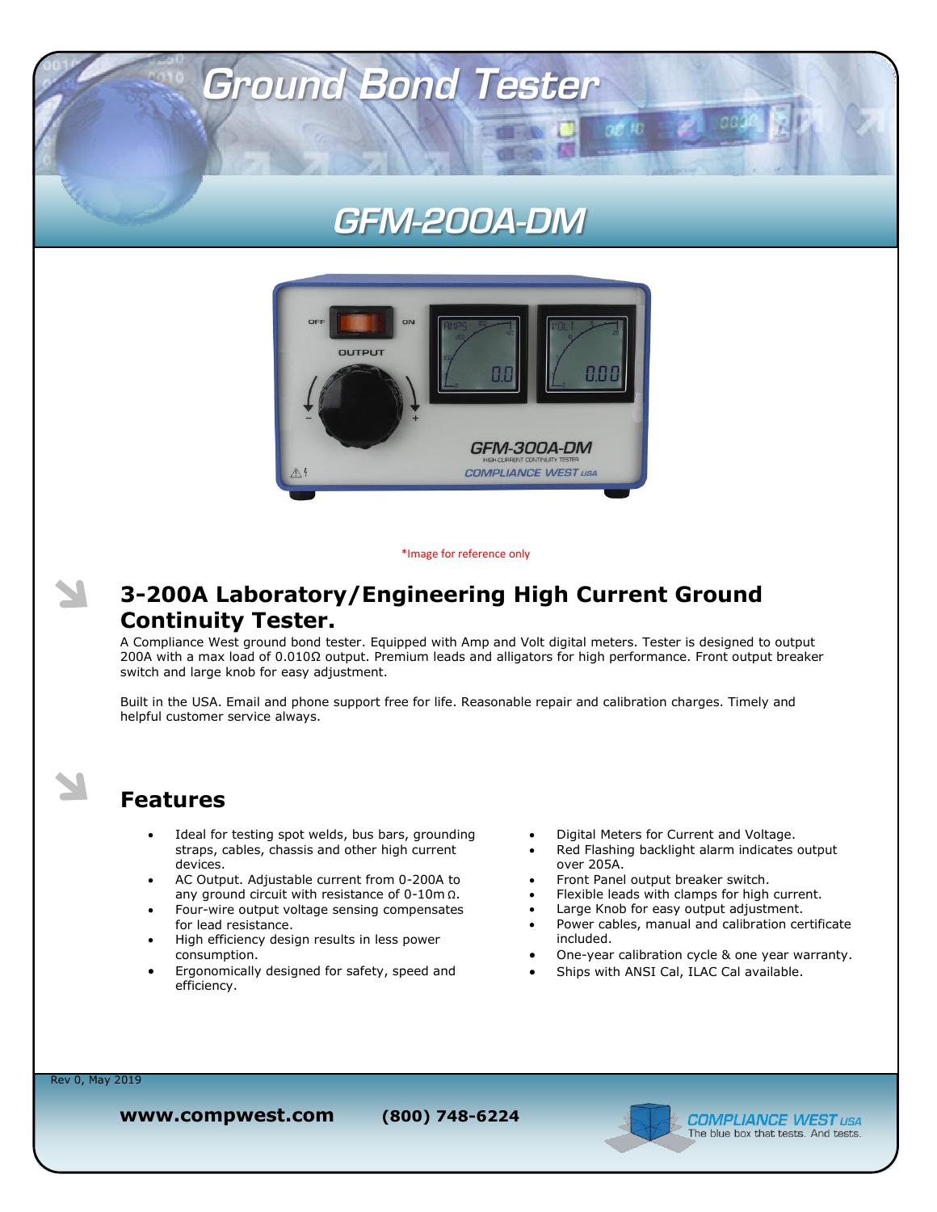# Ground Bond Tester

## GFM-200A-DM

*Image for reference only

## 3-200A Laboratory/Engineering High Current Ground Continuity Tester.

A Compliance West ground bond tester. Equipped with Amp and Volt digital meters. Tester is designed to output 200A with a max load of 0.010Ω output. Premium leads and alligators for high performance. Front output breaker switch and large knob for easy adjustment.

Built in the USA. Email and phone support free for life. Reasonable repair and calibration charges. Timely and helpful customer service always.

## Features

- Ideal for testing spot welds, bus bars, grounding straps, cables, chassis and other high current devices.
- AC Output. Adjustable current from 0-200A to any ground circuit with resistance of 0-10mΩ.
- Four-wire output voltage sensing compensates for lead resistance.
- High efficiency design results in less power consumption.
- Ergonomically designed for safety, speed and efficiency.
- Digital Meters for Current and Voltage.
- Red Flashing backlight alarm indicates output over 205A.
- Front Panel output breaker switch.
- Flexible leads with clamps for high current.
- Large Knob for easy output adjustment.
- Power cables, manual and calibration certificate included.
- One-year calibration cycle & one year warranty.
- Ships with ANSI Cal, ILAC Cal available.

Rev 0, May 2019

**www.compwest.com** **(800) 748-6224**

COMPLIANCE WEST USA
The blue box that tests. And tests.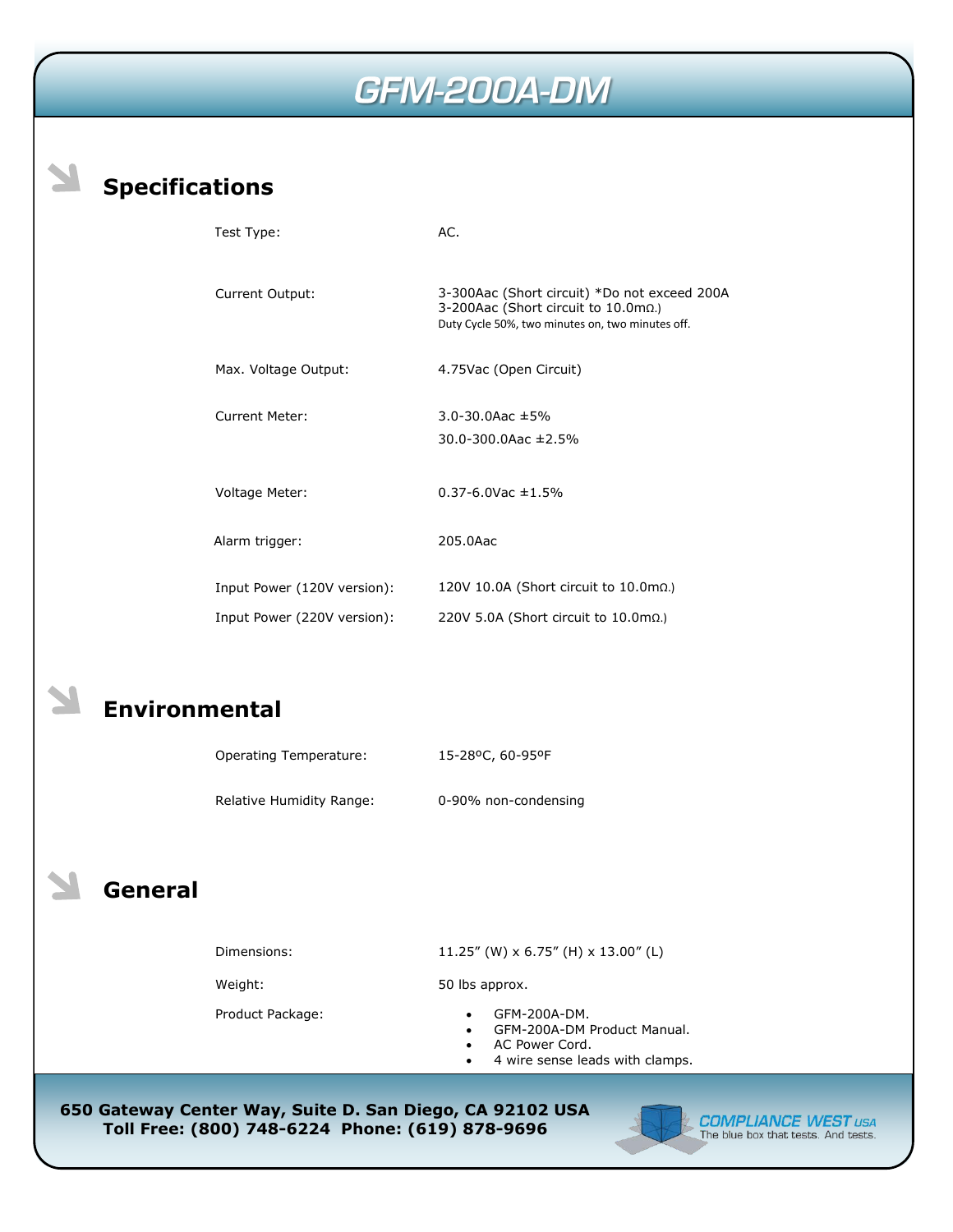# GFM-200A-DM

## Specifications

| | |
|---|---|
| Test Type: | AC. |
| Current Output: | 3-300Aac (Short circuit) *Do not exceed 200A<br>3-200Aac (Short circuit to 10.0mΩ.)<br>Duty Cycle 50%, two minutes on, two minutes off. |
| Max. Voltage Output: | 4.75Vac (Open Circuit) |
| Current Meter: | 3.0-30.0Aac ±5%<br>30.0-300.0Aac ±2.5% |
| Voltage Meter: | 0.37-6.0Vac ±1.5% |
| Alarm trigger: | 205.0Aac |
| Input Power (120V version): | 120V 10.0A (Short circuit to 10.0mΩ.) |
| Input Power (220V version): | 220V 5.0A (Short circuit to 10.0mΩ.) |

## Environmental

| | |
|---|---|
| Operating Temperature: | 15-28ºC, 60-95ºF |
| Relative Humidity Range: | 0-90% non-condensing |

## General

| | |
|---|---|
| Dimensions: | 11.25” (W) x 6.75” (H) x 13.00” (L) |
| Weight: | 50 lbs approx. |
| Product Package: | • GFM-200A-DM.<br>• GFM-200A-DM Product Manual.<br>• AC Power Cord.<br>• 4 wire sense leads with clamps. |

**650 Gateway Center Way, Suite D. San Diego, CA 92102 USA**
**Toll Free: (800) 748-6224 Phone: (619) 878-9696**

COMPLIANCE WEST USA
The blue box that tests. And tests.